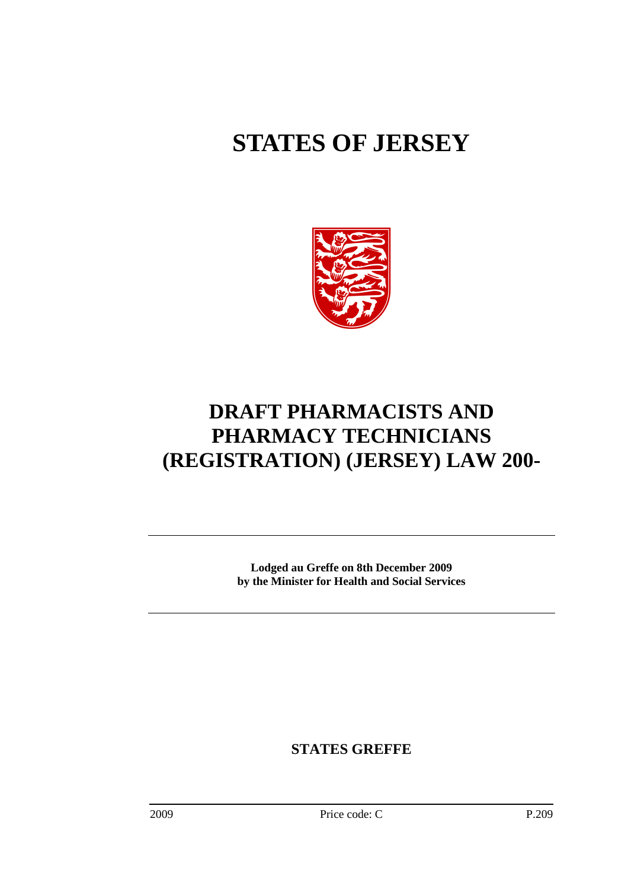# STATES OF JERSEY

# DRAFT PHARMACISTS AND PHARMACY TECHNICIANS (REGISTRATION) (JERSEY) LAW 200-

**Lodged au Greffe on 8th December 2009**
**by the Minister for Health and Social Services**

**STATES GREFFE**

2009 Price code: C P.209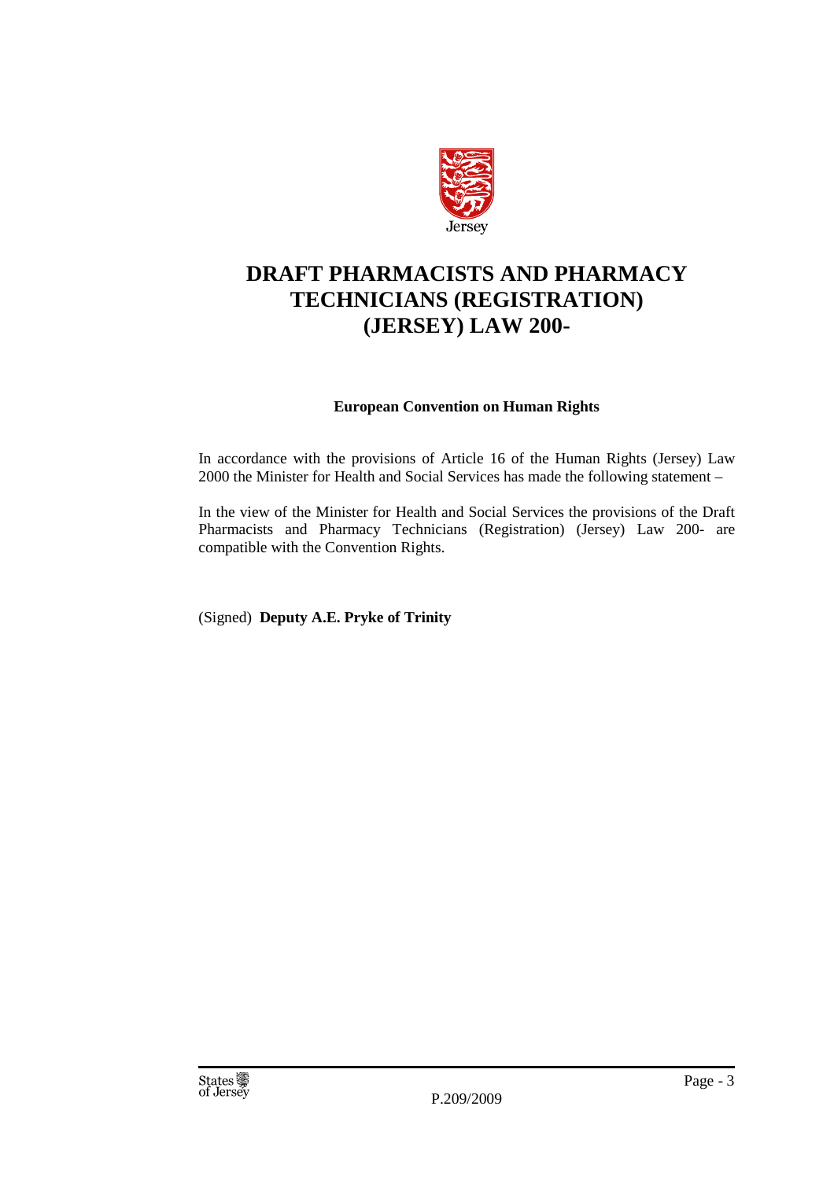Jersey

# DRAFT PHARMACISTS AND PHARMACY TECHNICIANS (REGISTRATION) (JERSEY) LAW 200-

**European Convention on Human Rights**

In accordance with the provisions of Article 16 of the Human Rights (Jersey) Law 2000 the Minister for Health and Social Services has made the following statement –

In the view of the Minister for Health and Social Services the provisions of the Draft Pharmacists and Pharmacy Technicians (Registration) (Jersey) Law 200- are compatible with the Convention Rights.

(Signed) **Deputy A.E. Pryke of Trinity**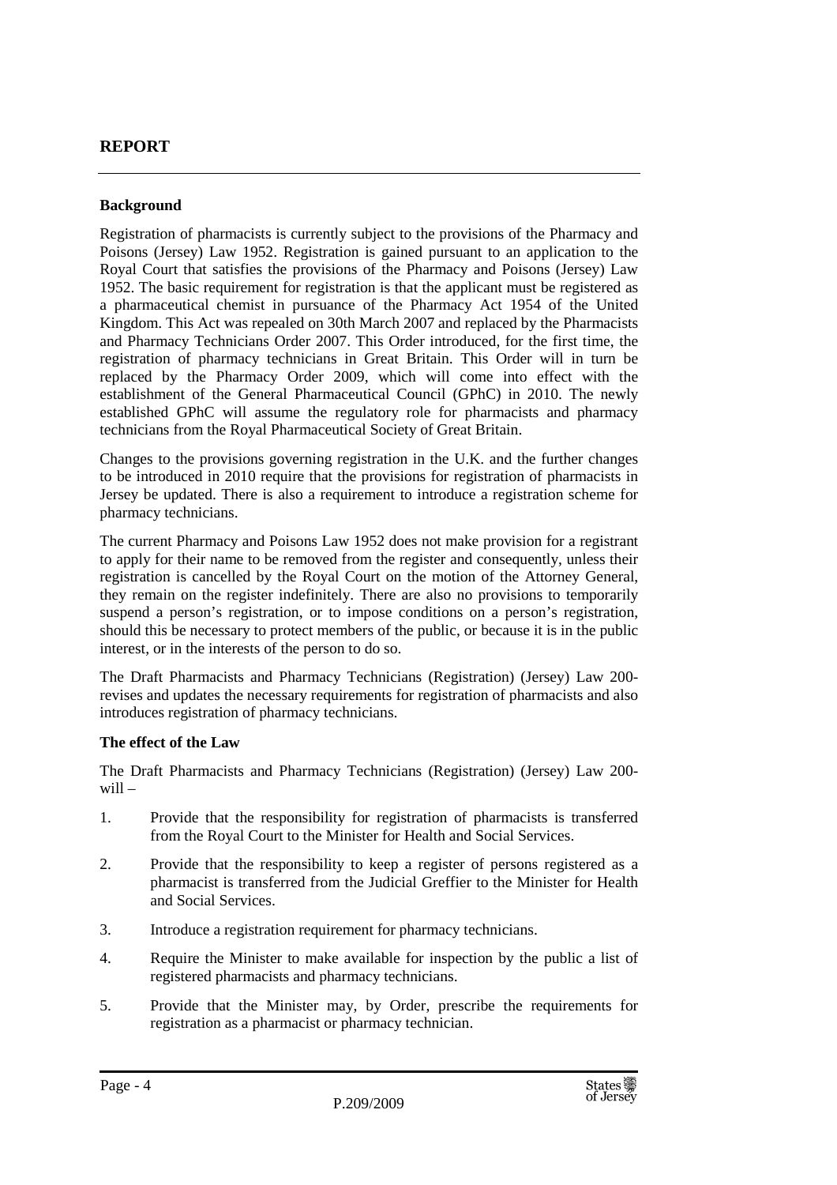## REPORT

### Background

Registration of pharmacists is currently subject to the provisions of the Pharmacy and Poisons (Jersey) Law 1952. Registration is gained pursuant to an application to the Royal Court that satisfies the provisions of the Pharmacy and Poisons (Jersey) Law 1952. The basic requirement for registration is that the applicant must be registered as a pharmaceutical chemist in pursuance of the Pharmacy Act 1954 of the United Kingdom. This Act was repealed on 30th March 2007 and replaced by the Pharmacists and Pharmacy Technicians Order 2007. This Order introduced, for the first time, the registration of pharmacy technicians in Great Britain. This Order will in turn be replaced by the Pharmacy Order 2009, which will come into effect with the establishment of the General Pharmaceutical Council (GPhC) in 2010. The newly established GPhC will assume the regulatory role for pharmacists and pharmacy technicians from the Royal Pharmaceutical Society of Great Britain.

Changes to the provisions governing registration in the U.K. and the further changes to be introduced in 2010 require that the provisions for registration of pharmacists in Jersey be updated. There is also a requirement to introduce a registration scheme for pharmacy technicians.

The current Pharmacy and Poisons Law 1952 does not make provision for a registrant to apply for their name to be removed from the register and consequently, unless their registration is cancelled by the Royal Court on the motion of the Attorney General, they remain on the register indefinitely. There are also no provisions to temporarily suspend a person's registration, or to impose conditions on a person's registration, should this be necessary to protect members of the public, or because it is in the public interest, or in the interests of the person to do so.

The Draft Pharmacists and Pharmacy Technicians (Registration) (Jersey) Law 200- revises and updates the necessary requirements for registration of pharmacists and also introduces registration of pharmacy technicians.

### The effect of the Law

The Draft Pharmacists and Pharmacy Technicians (Registration) (Jersey) Law 200- will –

1. Provide that the responsibility for registration of pharmacists is transferred from the Royal Court to the Minister for Health and Social Services.
2. Provide that the responsibility to keep a register of persons registered as a pharmacist is transferred from the Judicial Greffier to the Minister for Health and Social Services.
3. Introduce a registration requirement for pharmacy technicians.
4. Require the Minister to make available for inspection by the public a list of registered pharmacists and pharmacy technicians.
5. Provide that the Minister may, by Order, prescribe the requirements for registration as a pharmacist or pharmacy technician.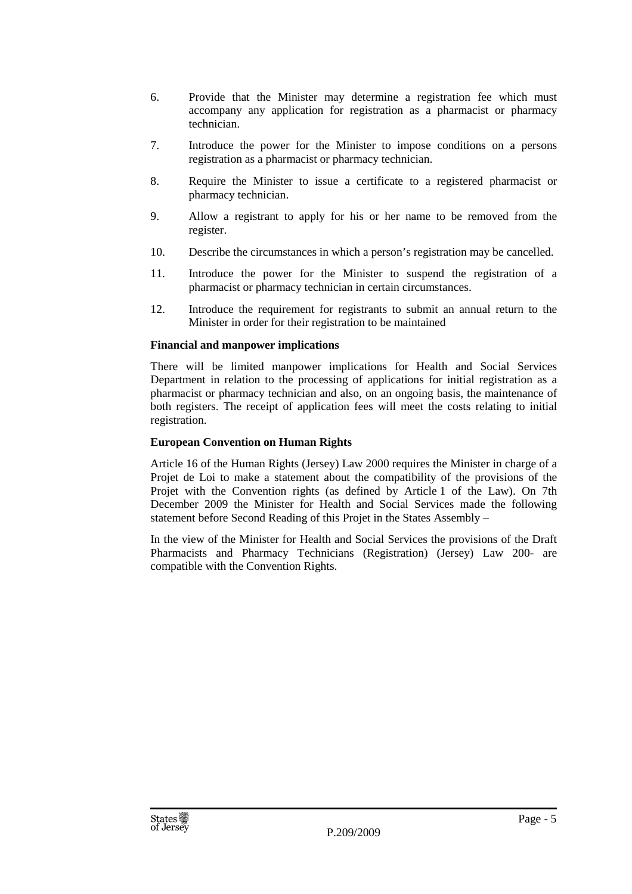6. Provide that the Minister may determine a registration fee which must accompany any application for registration as a pharmacist or pharmacy technician.

7. Introduce the power for the Minister to impose conditions on a persons registration as a pharmacist or pharmacy technician.

8. Require the Minister to issue a certificate to a registered pharmacist or pharmacy technician.

9. Allow a registrant to apply for his or her name to be removed from the register.

10. Describe the circumstances in which a person's registration may be cancelled.

11. Introduce the power for the Minister to suspend the registration of a pharmacist or pharmacy technician in certain circumstances.

12. Introduce the requirement for registrants to submit an annual return to the Minister in order for their registration to be maintained

**Financial and manpower implications**

There will be limited manpower implications for Health and Social Services Department in relation to the processing of applications for initial registration as a pharmacist or pharmacy technician and also, on an ongoing basis, the maintenance of both registers. The receipt of application fees will meet the costs relating to initial registration.

**European Convention on Human Rights**

Article 16 of the Human Rights (Jersey) Law 2000 requires the Minister in charge of a Projet de Loi to make a statement about the compatibility of the provisions of the Projet with the Convention rights (as defined by Article 1 of the Law). On 7th December 2009 the Minister for Health and Social Services made the following statement before Second Reading of this Projet in the States Assembly –

In the view of the Minister for Health and Social Services the provisions of the Draft Pharmacists and Pharmacy Technicians (Registration) (Jersey) Law 200- are compatible with the Convention Rights.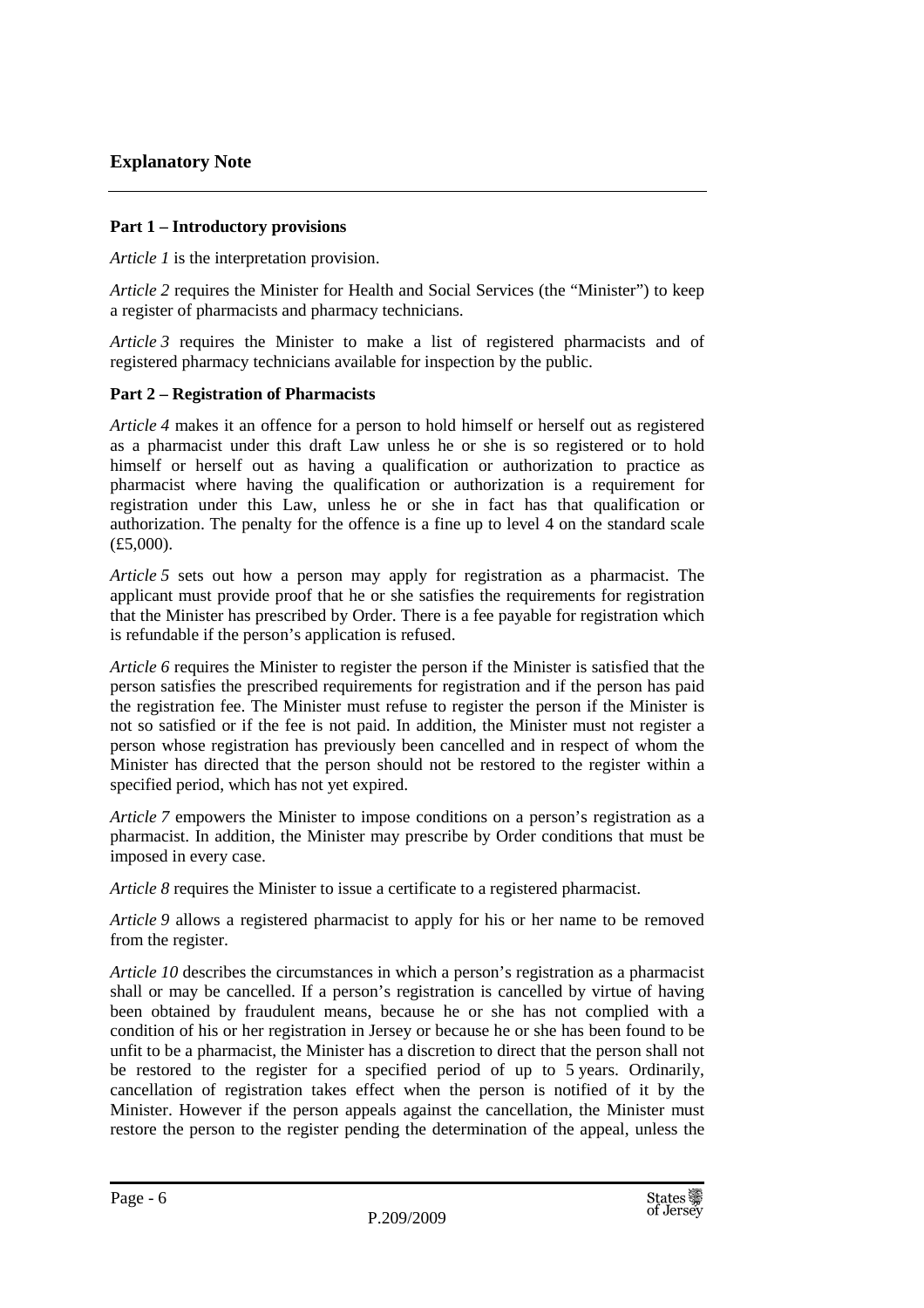## Explanatory Note

### Part 1 – Introductory provisions

*Article 1* is the interpretation provision.

*Article 2* requires the Minister for Health and Social Services (the "Minister") to keep a register of pharmacists and pharmacy technicians.

*Article 3* requires the Minister to make a list of registered pharmacists and of registered pharmacy technicians available for inspection by the public.

### Part 2 – Registration of Pharmacists

*Article 4* makes it an offence for a person to hold himself or herself out as registered as a pharmacist under this draft Law unless he or she is so registered or to hold himself or herself out as having a qualification or authorization to practice as pharmacist where having the qualification or authorization is a requirement for registration under this Law, unless he or she in fact has that qualification or authorization. The penalty for the offence is a fine up to level 4 on the standard scale (£5,000).

*Article 5* sets out how a person may apply for registration as a pharmacist. The applicant must provide proof that he or she satisfies the requirements for registration that the Minister has prescribed by Order. There is a fee payable for registration which is refundable if the person's application is refused.

*Article 6* requires the Minister to register the person if the Minister is satisfied that the person satisfies the prescribed requirements for registration and if the person has paid the registration fee. The Minister must refuse to register the person if the Minister is not so satisfied or if the fee is not paid. In addition, the Minister must not register a person whose registration has previously been cancelled and in respect of whom the Minister has directed that the person should not be restored to the register within a specified period, which has not yet expired.

*Article 7* empowers the Minister to impose conditions on a person's registration as a pharmacist. In addition, the Minister may prescribe by Order conditions that must be imposed in every case.

*Article 8* requires the Minister to issue a certificate to a registered pharmacist.

*Article 9* allows a registered pharmacist to apply for his or her name to be removed from the register.

*Article 10* describes the circumstances in which a person's registration as a pharmacist shall or may be cancelled. If a person's registration is cancelled by virtue of having been obtained by fraudulent means, because he or she has not complied with a condition of his or her registration in Jersey or because he or she has been found to be unfit to be a pharmacist, the Minister has a discretion to direct that the person shall not be restored to the register for a specified period of up to 5 years. Ordinarily, cancellation of registration takes effect when the person is notified of it by the Minister. However if the person appeals against the cancellation, the Minister must restore the person to the register pending the determination of the appeal, unless the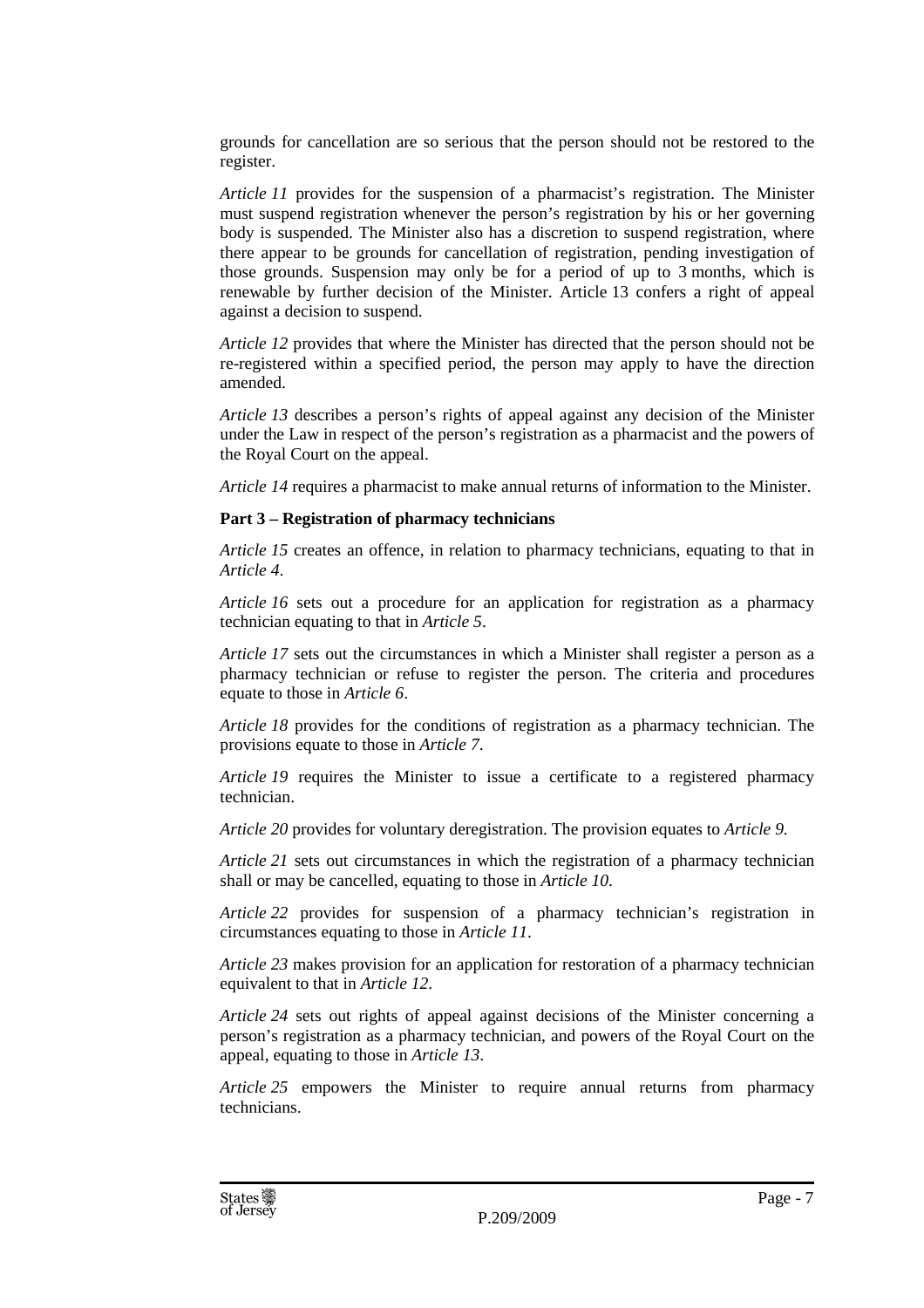grounds for cancellation are so serious that the person should not be restored to the register.

*Article 11* provides for the suspension of a pharmacist's registration. The Minister must suspend registration whenever the person's registration by his or her governing body is suspended. The Minister also has a discretion to suspend registration, where there appear to be grounds for cancellation of registration, pending investigation of those grounds. Suspension may only be for a period of up to 3 months, which is renewable by further decision of the Minister. Article 13 confers a right of appeal against a decision to suspend.

*Article 12* provides that where the Minister has directed that the person should not be re-registered within a specified period, the person may apply to have the direction amended.

*Article 13* describes a person's rights of appeal against any decision of the Minister under the Law in respect of the person's registration as a pharmacist and the powers of the Royal Court on the appeal.

*Article 14* requires a pharmacist to make annual returns of information to the Minister.

**Part 3 – Registration of pharmacy technicians**

*Article 15* creates an offence, in relation to pharmacy technicians, equating to that in *Article 4*.

*Article 16* sets out a procedure for an application for registration as a pharmacy technician equating to that in *Article 5*.

*Article 17* sets out the circumstances in which a Minister shall register a person as a pharmacy technician or refuse to register the person. The criteria and procedures equate to those in *Article 6*.

*Article 18* provides for the conditions of registration as a pharmacy technician. The provisions equate to those in *Article 7*.

*Article 19* requires the Minister to issue a certificate to a registered pharmacy technician.

*Article 20* provides for voluntary deregistration. The provision equates to *Article 9.*

*Article 21* sets out circumstances in which the registration of a pharmacy technician shall or may be cancelled, equating to those in *Article 10*.

*Article 22* provides for suspension of a pharmacy technician's registration in circumstances equating to those in *Article 11*.

*Article 23* makes provision for an application for restoration of a pharmacy technician equivalent to that in *Article 12*.

*Article 24* sets out rights of appeal against decisions of the Minister concerning a person's registration as a pharmacy technician, and powers of the Royal Court on the appeal, equating to those in *Article 13*.

*Article 25* empowers the Minister to require annual returns from pharmacy technicians.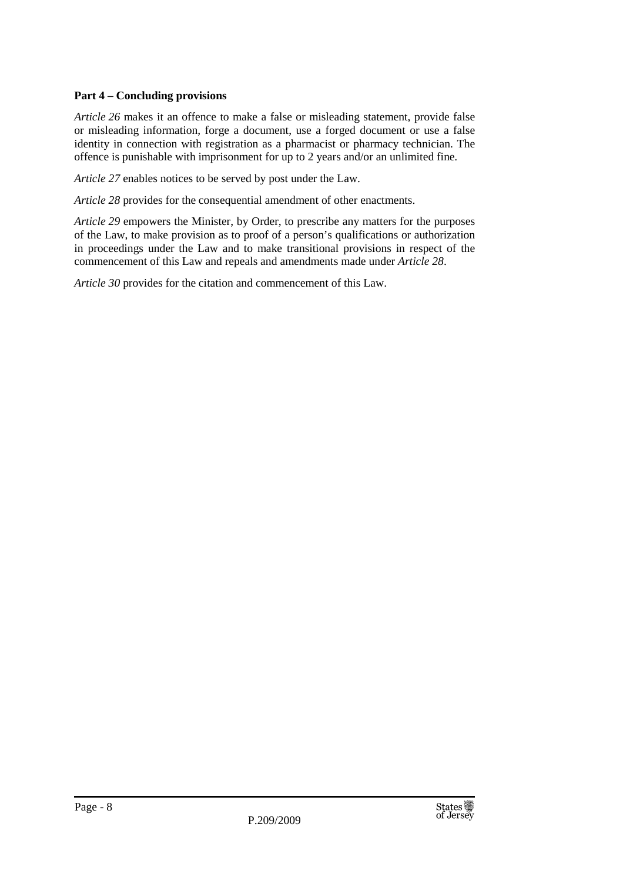**Part 4 – Concluding provisions**

*Article 26* makes it an offence to make a false or misleading statement, provide false or misleading information, forge a document, use a forged document or use a false identity in connection with registration as a pharmacist or pharmacy technician. The offence is punishable with imprisonment for up to 2 years and/or an unlimited fine.

*Article 27* enables notices to be served by post under the Law.

*Article 28* provides for the consequential amendment of other enactments.

*Article 29* empowers the Minister, by Order, to prescribe any matters for the purposes of the Law, to make provision as to proof of a person's qualifications or authorization in proceedings under the Law and to make transitional provisions in respect of the commencement of this Law and repeals and amendments made under *Article 28*.

*Article 30* provides for the citation and commencement of this Law.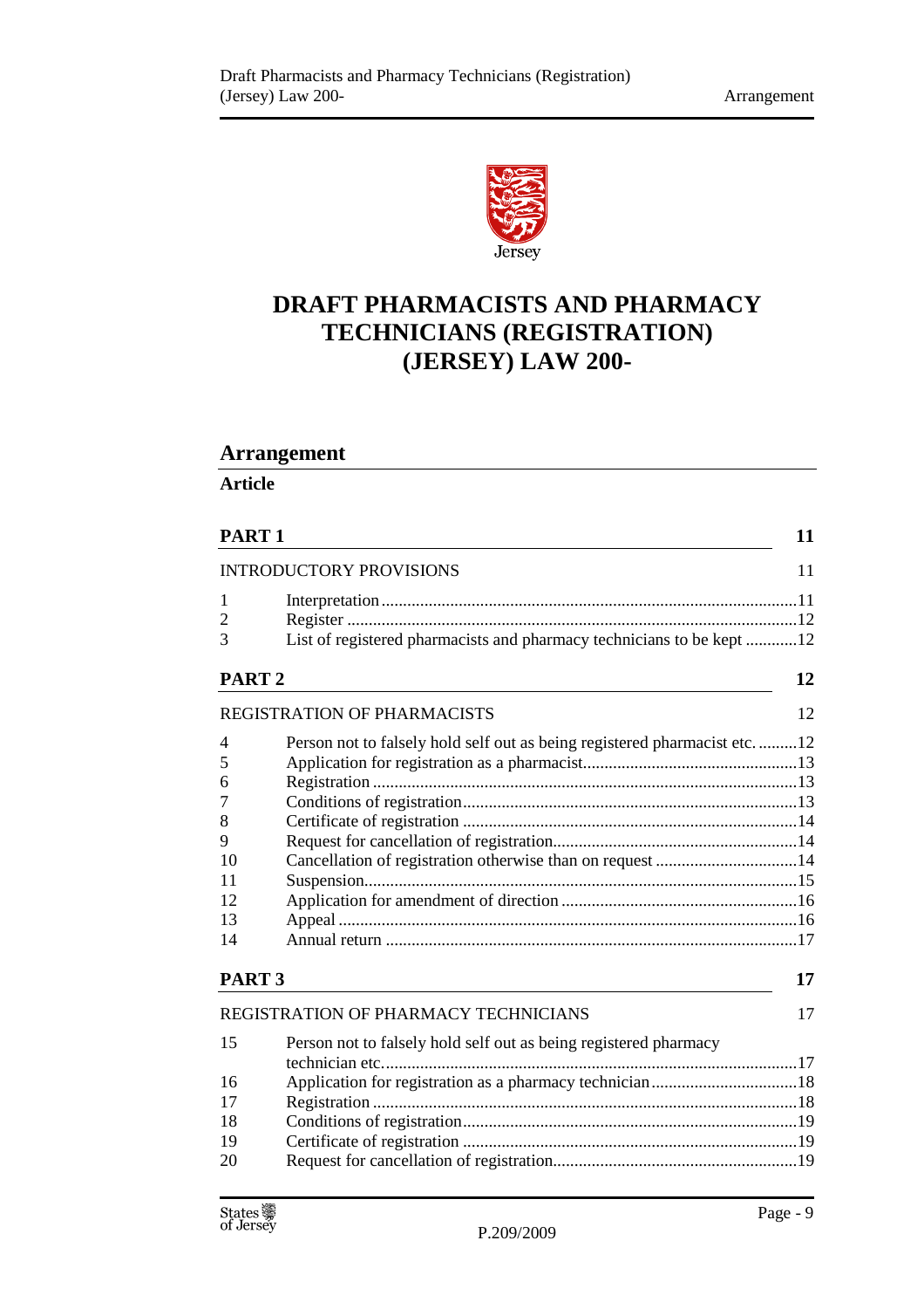# DRAFT PHARMACISTS AND PHARMACY TECHNICIANS (REGISTRATION) (JERSEY) LAW 200-

## Arrangement

**Article**

| | | |
|---|---|---|
| **PART 1** | | **11** |
| INTRODUCTORY PROVISIONS | | 11 |
| 1 | Interpretation | 11 |
| 2 | Register | 12 |
| 3 | List of registered pharmacists and pharmacy technicians to be kept | 12 |
| **PART 2** | | **12** |
| REGISTRATION OF PHARMACISTS | | 12 |
| 4 | Person not to falsely hold self out as being registered pharmacist etc. | 12 |
| 5 | Application for registration as a pharmacist | 13 |
| 6 | Registration | 13 |
| 7 | Conditions of registration | 13 |
| 8 | Certificate of registration | 14 |
| 9 | Request for cancellation of registration | 14 |
| 10 | Cancellation of registration otherwise than on request | 14 |
| 11 | Suspension | 15 |
| 12 | Application for amendment of direction | 16 |
| 13 | Appeal | 16 |
| 14 | Annual return | 17 |
| **PART 3** | | **17** |
| REGISTRATION OF PHARMACY TECHNICIANS | | 17 |
| 15 | Person not to falsely hold self out as being registered pharmacy technician etc. | 17 |
| 16 | Application for registration as a pharmacy technician | 18 |
| 17 | Registration | 18 |
| 18 | Conditions of registration | 19 |
| 19 | Certificate of registration | 19 |
| 20 | Request for cancellation of registration | 19 |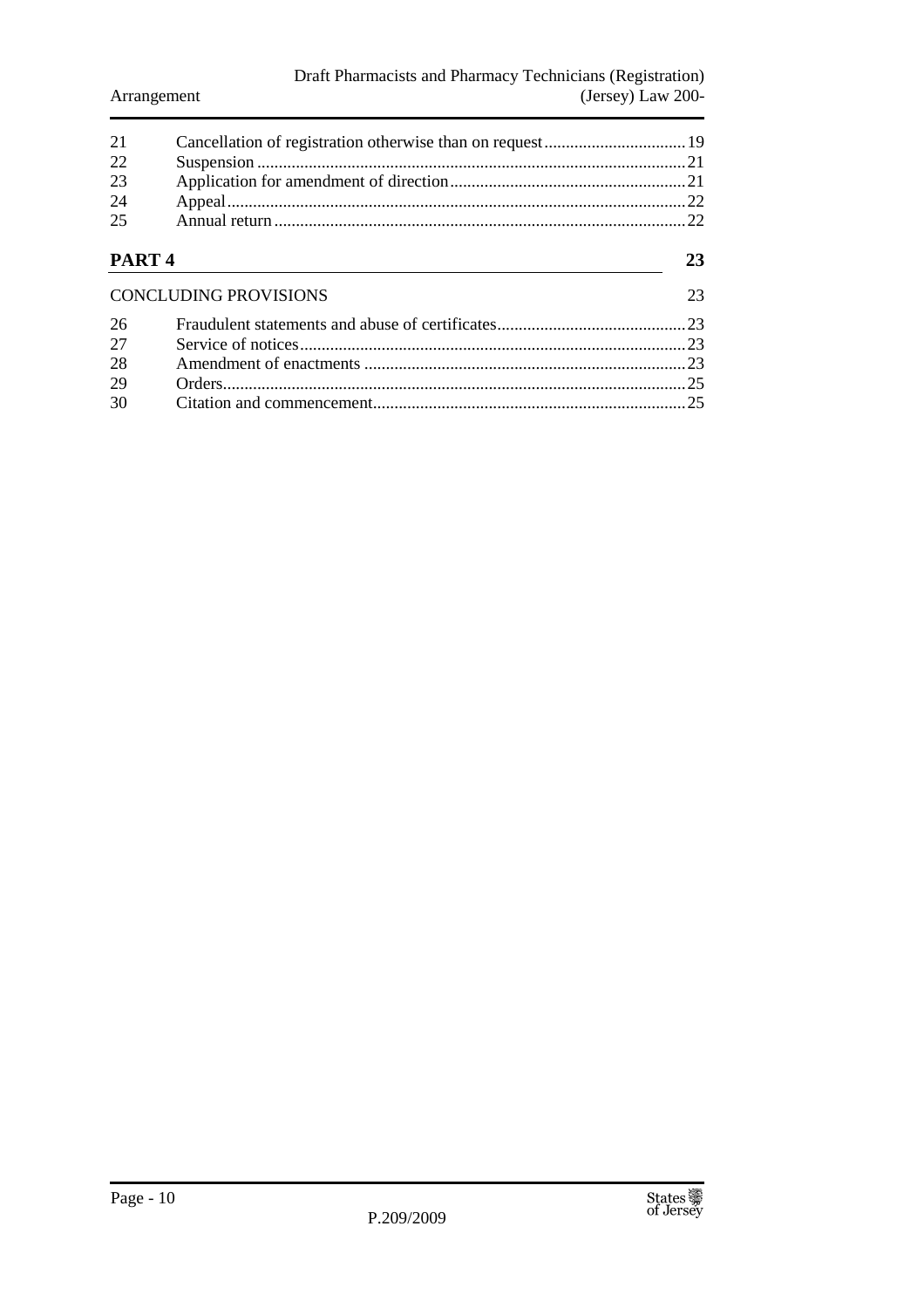| | | |
|---|---|---|
| 21 | Cancellation of registration otherwise than on request | 19 |
| 22 | Suspension | 21 |
| 23 | Application for amendment of direction | 21 |
| 24 | Appeal | 22 |
| 25 | Annual return | 22 |

**PART 4** **23**

CONCLUDING PROVISIONS 23

| | | |
|---|---|---|
| 26 | Fraudulent statements and abuse of certificates | 23 |
| 27 | Service of notices | 23 |
| 28 | Amendment of enactments | 23 |
| 29 | Orders | 25 |
| 30 | Citation and commencement | 25 |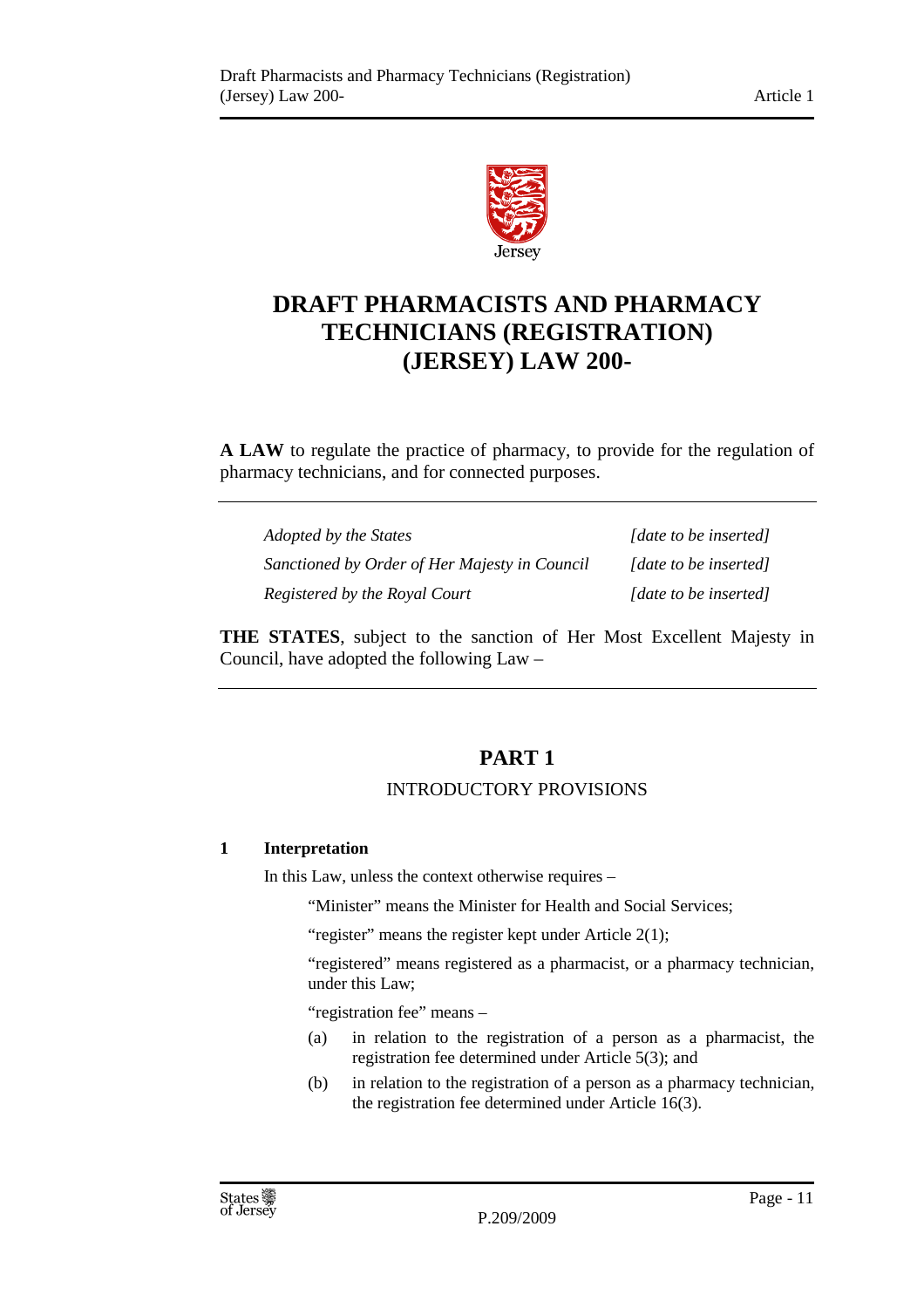# DRAFT PHARMACISTS AND PHARMACY TECHNICIANS (REGISTRATION) (JERSEY) LAW 200-

**A LAW** to regulate the practice of pharmacy, to provide for the regulation of pharmacy technicians, and for connected purposes.

| | |
|---|---|
| *Adopted by the States* | *[date to be inserted]* |
| *Sanctioned by Order of Her Majesty in Council* | *[date to be inserted]* |
| *Registered by the Royal Court* | *[date to be inserted]* |

**THE STATES**, subject to the sanction of Her Most Excellent Majesty in Council, have adopted the following Law –

## PART 1

### INTRODUCTORY PROVISIONS

**1 Interpretation**

In this Law, unless the context otherwise requires –

"Minister" means the Minister for Health and Social Services;

"register" means the register kept under Article 2(1);

"registered" means registered as a pharmacist, or a pharmacy technician, under this Law;

"registration fee" means –

(a) in relation to the registration of a person as a pharmacist, the registration fee determined under Article 5(3); and

(b) in relation to the registration of a person as a pharmacy technician, the registration fee determined under Article 16(3).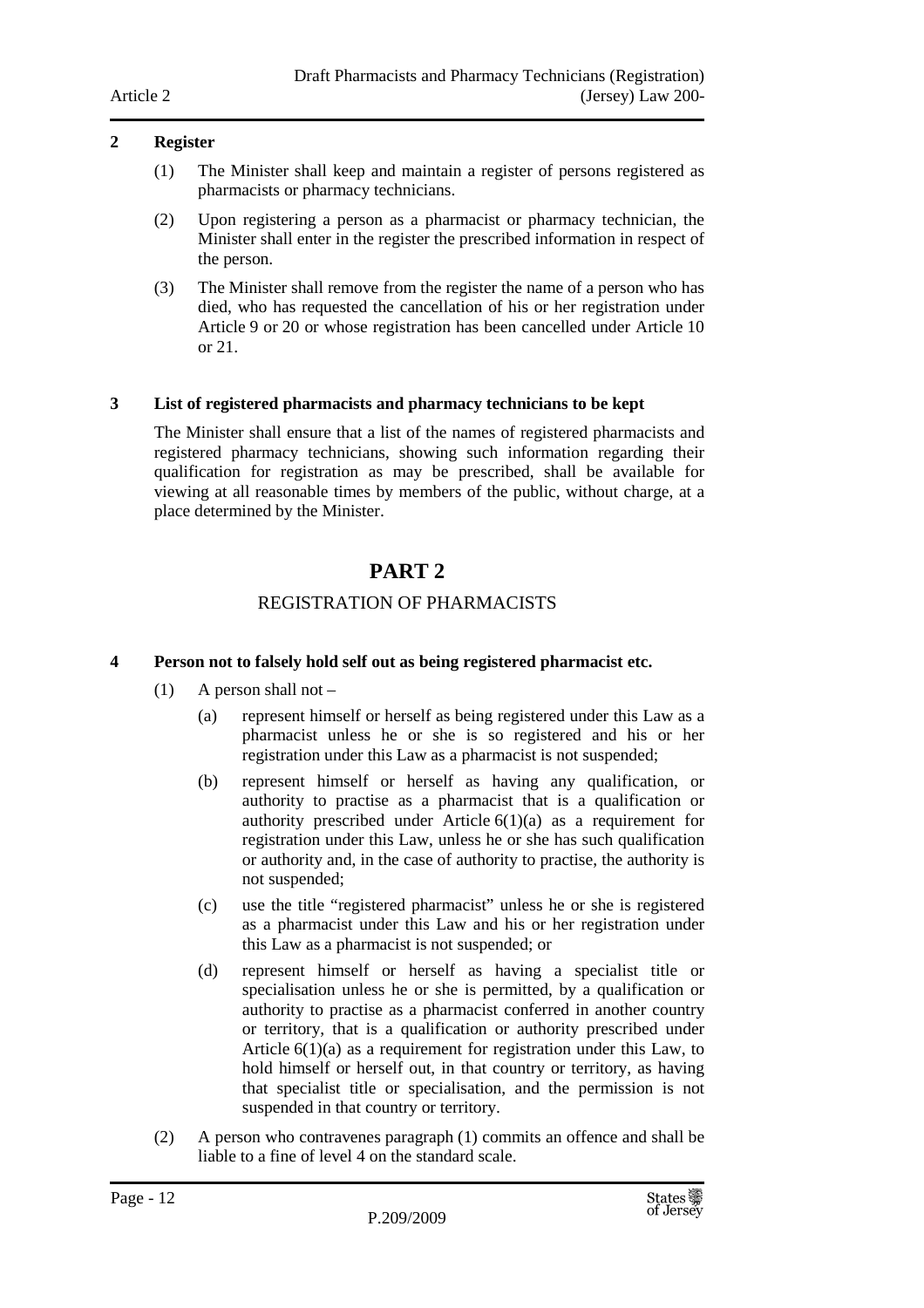**2 Register**

(1) The Minister shall keep and maintain a register of persons registered as pharmacists or pharmacy technicians.

(2) Upon registering a person as a pharmacist or pharmacy technician, the Minister shall enter in the register the prescribed information in respect of the person.

(3) The Minister shall remove from the register the name of a person who has died, who has requested the cancellation of his or her registration under Article 9 or 20 or whose registration has been cancelled under Article 10 or 21.

**3 List of registered pharmacists and pharmacy technicians to be kept**

The Minister shall ensure that a list of the names of registered pharmacists and registered pharmacy technicians, showing such information regarding their qualification for registration as may be prescribed, shall be available for viewing at all reasonable times by members of the public, without charge, at a place determined by the Minister.

# PART 2

## REGISTRATION OF PHARMACISTS

**4 Person not to falsely hold self out as being registered pharmacist etc.**

(1) A person shall not –

(a) represent himself or herself as being registered under this Law as a pharmacist unless he or she is so registered and his or her registration under this Law as a pharmacist is not suspended;

(b) represent himself or herself as having any qualification, or authority to practise as a pharmacist that is a qualification or authority prescribed under Article 6(1)(a) as a requirement for registration under this Law, unless he or she has such qualification or authority and, in the case of authority to practise, the authority is not suspended;

(c) use the title "registered pharmacist" unless he or she is registered as a pharmacist under this Law and his or her registration under this Law as a pharmacist is not suspended; or

(d) represent himself or herself as having a specialist title or specialisation unless he or she is permitted, by a qualification or authority to practise as a pharmacist conferred in another country or territory, that is a qualification or authority prescribed under Article 6(1)(a) as a requirement for registration under this Law, to hold himself or herself out, in that country or territory, as having that specialist title or specialisation, and the permission is not suspended in that country or territory.

(2) A person who contravenes paragraph (1) commits an offence and shall be liable to a fine of level 4 on the standard scale.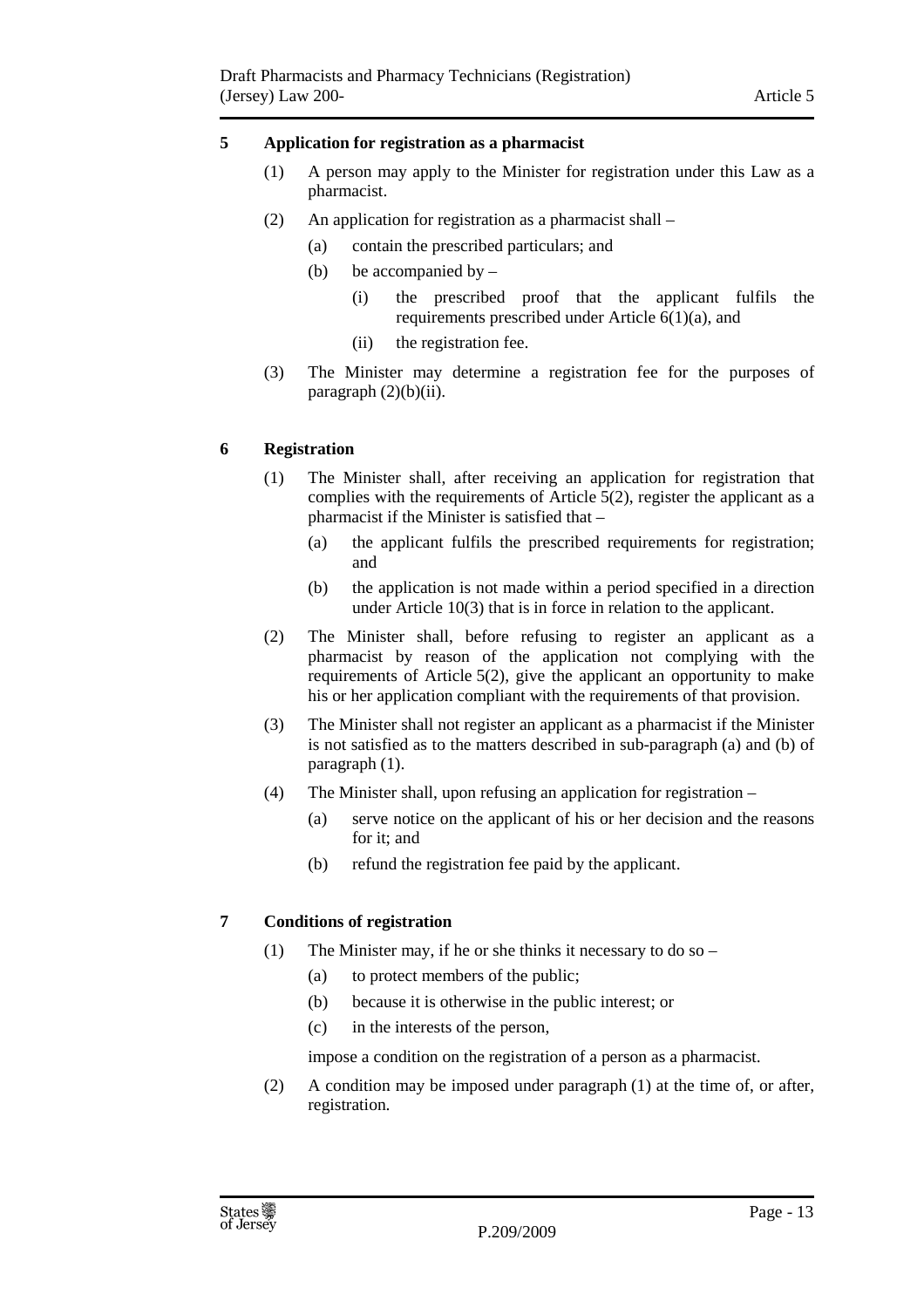## 5 Application for registration as a pharmacist

(1) A person may apply to the Minister for registration under this Law as a pharmacist.

(2) An application for registration as a pharmacist shall –

(a) contain the prescribed particulars; and

(b) be accompanied by –

(i) the prescribed proof that the applicant fulfils the requirements prescribed under Article 6(1)(a), and

(ii) the registration fee.

(3) The Minister may determine a registration fee for the purposes of paragraph (2)(b)(ii).

## 6 Registration

(1) The Minister shall, after receiving an application for registration that complies with the requirements of Article 5(2), register the applicant as a pharmacist if the Minister is satisfied that –

(a) the applicant fulfils the prescribed requirements for registration; and

(b) the application is not made within a period specified in a direction under Article 10(3) that is in force in relation to the applicant.

(2) The Minister shall, before refusing to register an applicant as a pharmacist by reason of the application not complying with the requirements of Article 5(2), give the applicant an opportunity to make his or her application compliant with the requirements of that provision.

(3) The Minister shall not register an applicant as a pharmacist if the Minister is not satisfied as to the matters described in sub-paragraph (a) and (b) of paragraph (1).

(4) The Minister shall, upon refusing an application for registration –

(a) serve notice on the applicant of his or her decision and the reasons for it; and

(b) refund the registration fee paid by the applicant.

## 7 Conditions of registration

(1) The Minister may, if he or she thinks it necessary to do so –

(a) to protect members of the public;

(b) because it is otherwise in the public interest; or

(c) in the interests of the person,

impose a condition on the registration of a person as a pharmacist.

(2) A condition may be imposed under paragraph (1) at the time of, or after, registration.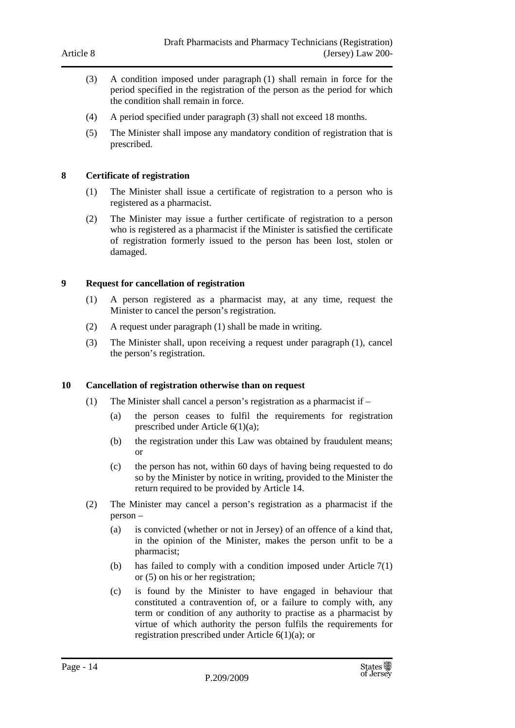(3) A condition imposed under paragraph (1) shall remain in force for the period specified in the registration of the person as the period for which the condition shall remain in force.

(4) A period specified under paragraph (3) shall not exceed 18 months.

(5) The Minister shall impose any mandatory condition of registration that is prescribed.

**8 Certificate of registration**

(1) The Minister shall issue a certificate of registration to a person who is registered as a pharmacist.

(2) The Minister may issue a further certificate of registration to a person who is registered as a pharmacist if the Minister is satisfied the certificate of registration formerly issued to the person has been lost, stolen or damaged.

**9 Request for cancellation of registration**

(1) A person registered as a pharmacist may, at any time, request the Minister to cancel the person's registration.

(2) A request under paragraph (1) shall be made in writing.

(3) The Minister shall, upon receiving a request under paragraph (1), cancel the person's registration.

**10 Cancellation of registration otherwise than on request**

(1) The Minister shall cancel a person's registration as a pharmacist if –

(a) the person ceases to fulfil the requirements for registration prescribed under Article 6(1)(a);

(b) the registration under this Law was obtained by fraudulent means; or

(c) the person has not, within 60 days of having being requested to do so by the Minister by notice in writing, provided to the Minister the return required to be provided by Article 14.

(2) The Minister may cancel a person's registration as a pharmacist if the person –

(a) is convicted (whether or not in Jersey) of an offence of a kind that, in the opinion of the Minister, makes the person unfit to be a pharmacist;

(b) has failed to comply with a condition imposed under Article 7(1) or (5) on his or her registration;

(c) is found by the Minister to have engaged in behaviour that constituted a contravention of, or a failure to comply with, any term or condition of any authority to practise as a pharmacist by virtue of which authority the person fulfils the requirements for registration prescribed under Article 6(1)(a); or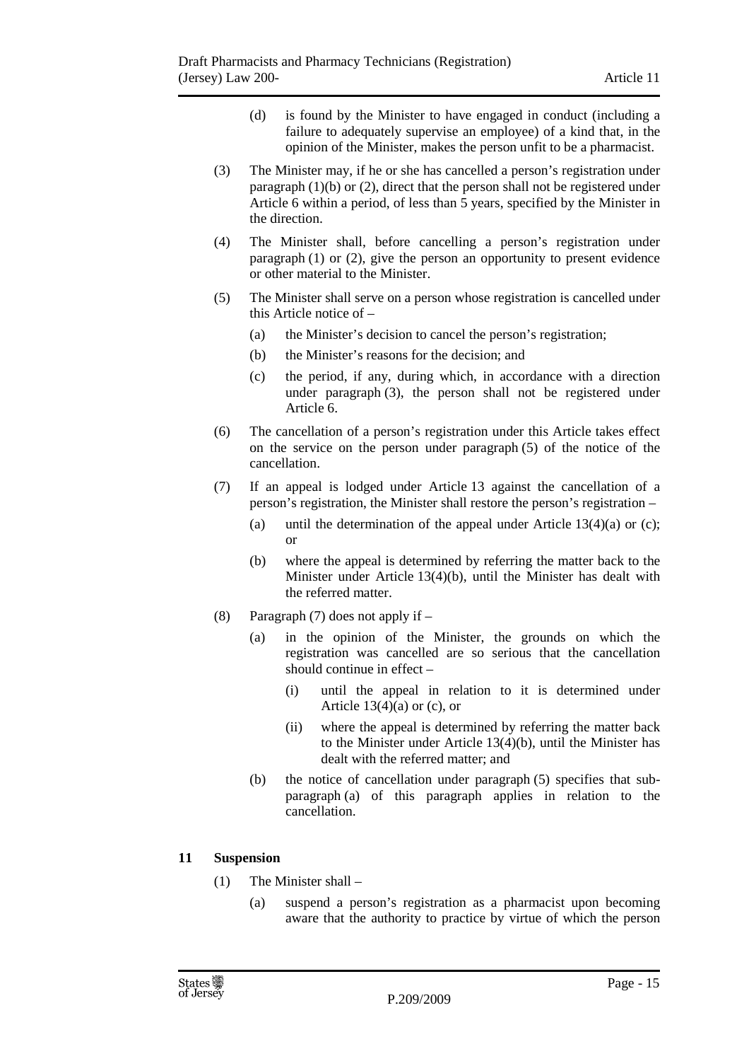(d) is found by the Minister to have engaged in conduct (including a failure to adequately supervise an employee) of a kind that, in the opinion of the Minister, makes the person unfit to be a pharmacist.

(3) The Minister may, if he or she has cancelled a person's registration under paragraph (1)(b) or (2), direct that the person shall not be registered under Article 6 within a period, of less than 5 years, specified by the Minister in the direction.

(4) The Minister shall, before cancelling a person's registration under paragraph (1) or (2), give the person an opportunity to present evidence or other material to the Minister.

(5) The Minister shall serve on a person whose registration is cancelled under this Article notice of –

(a) the Minister's decision to cancel the person's registration;

(b) the Minister's reasons for the decision; and

(c) the period, if any, during which, in accordance with a direction under paragraph (3), the person shall not be registered under Article 6.

(6) The cancellation of a person's registration under this Article takes effect on the service on the person under paragraph (5) of the notice of the cancellation.

(7) If an appeal is lodged under Article 13 against the cancellation of a person's registration, the Minister shall restore the person's registration –

(a) until the determination of the appeal under Article 13(4)(a) or (c); or

(b) where the appeal is determined by referring the matter back to the Minister under Article 13(4)(b), until the Minister has dealt with the referred matter.

(8) Paragraph (7) does not apply if –

(a) in the opinion of the Minister, the grounds on which the registration was cancelled are so serious that the cancellation should continue in effect –

(i) until the appeal in relation to it is determined under Article 13(4)(a) or (c), or

(ii) where the appeal is determined by referring the matter back to the Minister under Article 13(4)(b), until the Minister has dealt with the referred matter; and

(b) the notice of cancellation under paragraph (5) specifies that sub-paragraph (a) of this paragraph applies in relation to the cancellation.

### 11 Suspension

(1) The Minister shall –

(a) suspend a person's registration as a pharmacist upon becoming aware that the authority to practice by virtue of which the person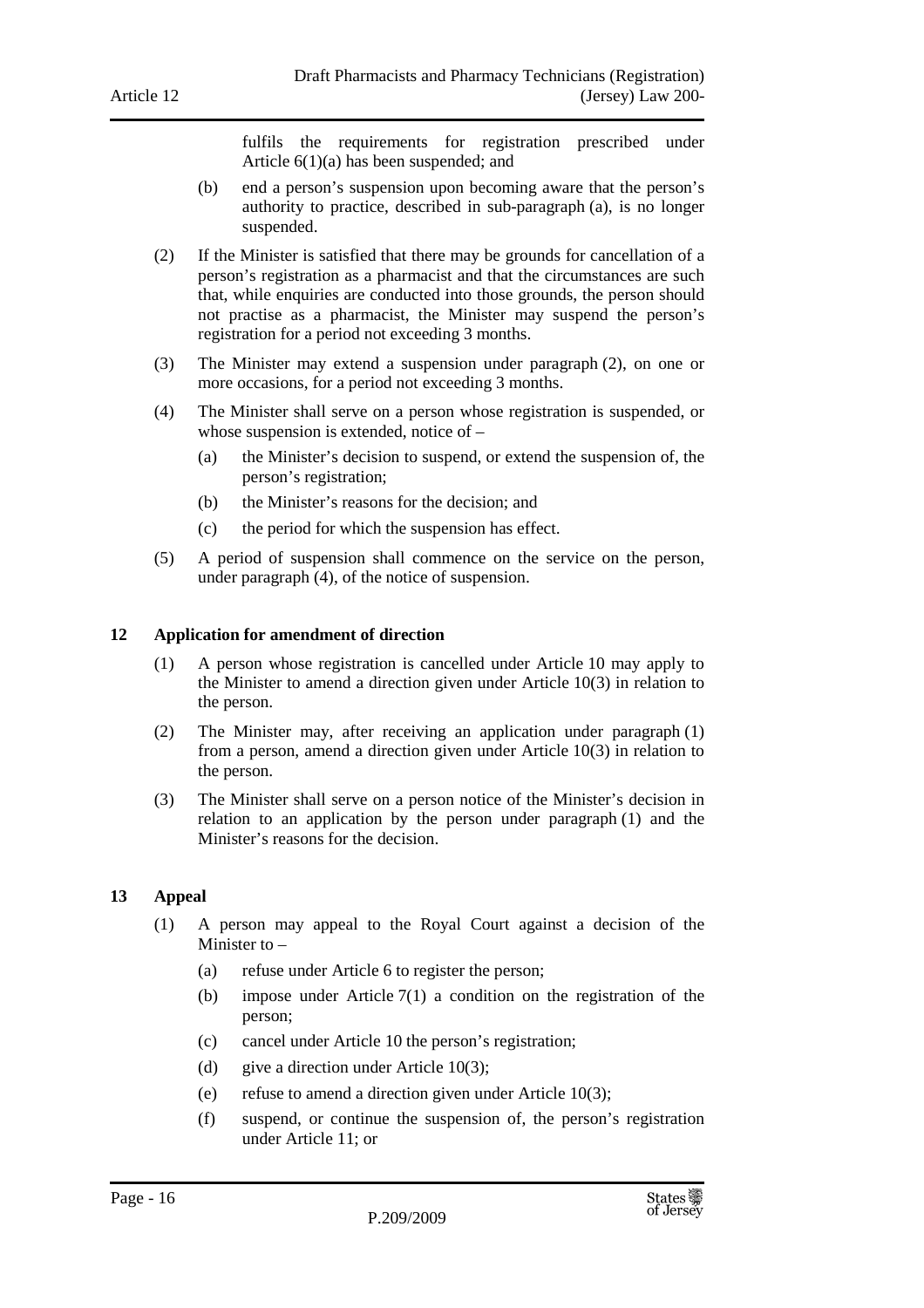fulfils the requirements for registration prescribed under Article 6(1)(a) has been suspended; and

(b) end a person's suspension upon becoming aware that the person's authority to practice, described in sub-paragraph (a), is no longer suspended.

(2) If the Minister is satisfied that there may be grounds for cancellation of a person's registration as a pharmacist and that the circumstances are such that, while enquiries are conducted into those grounds, the person should not practise as a pharmacist, the Minister may suspend the person's registration for a period not exceeding 3 months.

(3) The Minister may extend a suspension under paragraph (2), on one or more occasions, for a period not exceeding 3 months.

(4) The Minister shall serve on a person whose registration is suspended, or whose suspension is extended, notice of –

(a) the Minister's decision to suspend, or extend the suspension of, the person's registration;

(b) the Minister's reasons for the decision; and

(c) the period for which the suspension has effect.

(5) A period of suspension shall commence on the service on the person, under paragraph (4), of the notice of suspension.

## 12 Application for amendment of direction

(1) A person whose registration is cancelled under Article 10 may apply to the Minister to amend a direction given under Article 10(3) in relation to the person.

(2) The Minister may, after receiving an application under paragraph (1) from a person, amend a direction given under Article 10(3) in relation to the person.

(3) The Minister shall serve on a person notice of the Minister's decision in relation to an application by the person under paragraph (1) and the Minister's reasons for the decision.

## 13 Appeal

(1) A person may appeal to the Royal Court against a decision of the Minister to –

(a) refuse under Article 6 to register the person;

(b) impose under Article 7(1) a condition on the registration of the person;

(c) cancel under Article 10 the person's registration;

(d) give a direction under Article 10(3);

(e) refuse to amend a direction given under Article 10(3);

(f) suspend, or continue the suspension of, the person's registration under Article 11; or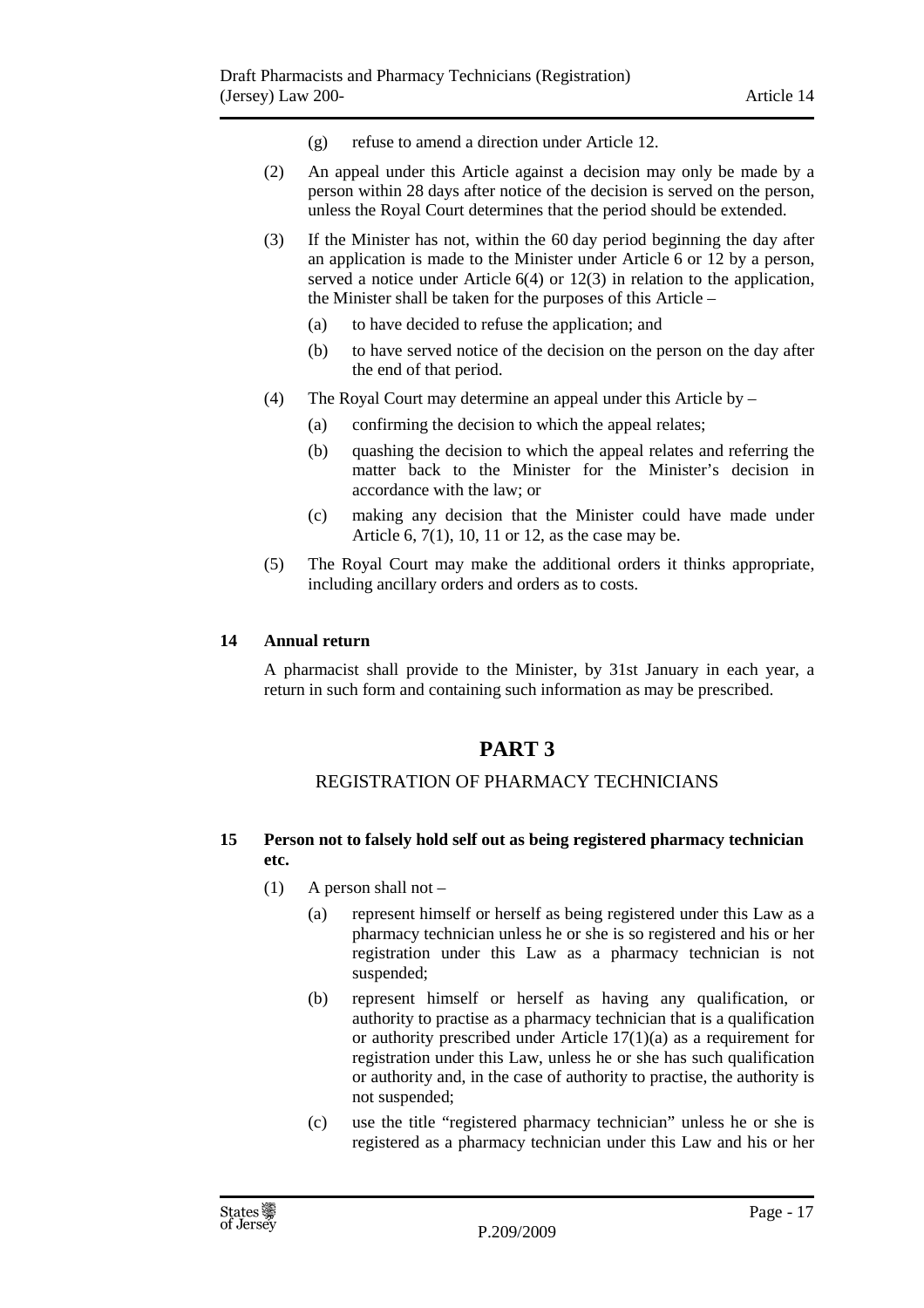(g) refuse to amend a direction under Article 12.

(2) An appeal under this Article against a decision may only be made by a person within 28 days after notice of the decision is served on the person, unless the Royal Court determines that the period should be extended.

(3) If the Minister has not, within the 60 day period beginning the day after an application is made to the Minister under Article 6 or 12 by a person, served a notice under Article 6(4) or 12(3) in relation to the application, the Minister shall be taken for the purposes of this Article –

(a) to have decided to refuse the application; and

(b) to have served notice of the decision on the person on the day after the end of that period.

(4) The Royal Court may determine an appeal under this Article by –

(a) confirming the decision to which the appeal relates;

(b) quashing the decision to which the appeal relates and referring the matter back to the Minister for the Minister's decision in accordance with the law; or

(c) making any decision that the Minister could have made under Article 6, 7(1), 10, 11 or 12, as the case may be.

(5) The Royal Court may make the additional orders it thinks appropriate, including ancillary orders and orders as to costs.

### 14 Annual return

A pharmacist shall provide to the Minister, by 31st January in each year, a return in such form and containing such information as may be prescribed.

# PART 3

## REGISTRATION OF PHARMACY TECHNICIANS

### 15 Person not to falsely hold self out as being registered pharmacy technician etc.

(1) A person shall not –

(a) represent himself or herself as being registered under this Law as a pharmacy technician unless he or she is so registered and his or her registration under this Law as a pharmacy technician is not suspended;

(b) represent himself or herself as having any qualification, or authority to practise as a pharmacy technician that is a qualification or authority prescribed under Article 17(1)(a) as a requirement for registration under this Law, unless he or she has such qualification or authority and, in the case of authority to practise, the authority is not suspended;

(c) use the title "registered pharmacy technician" unless he or she is registered as a pharmacy technician under this Law and his or her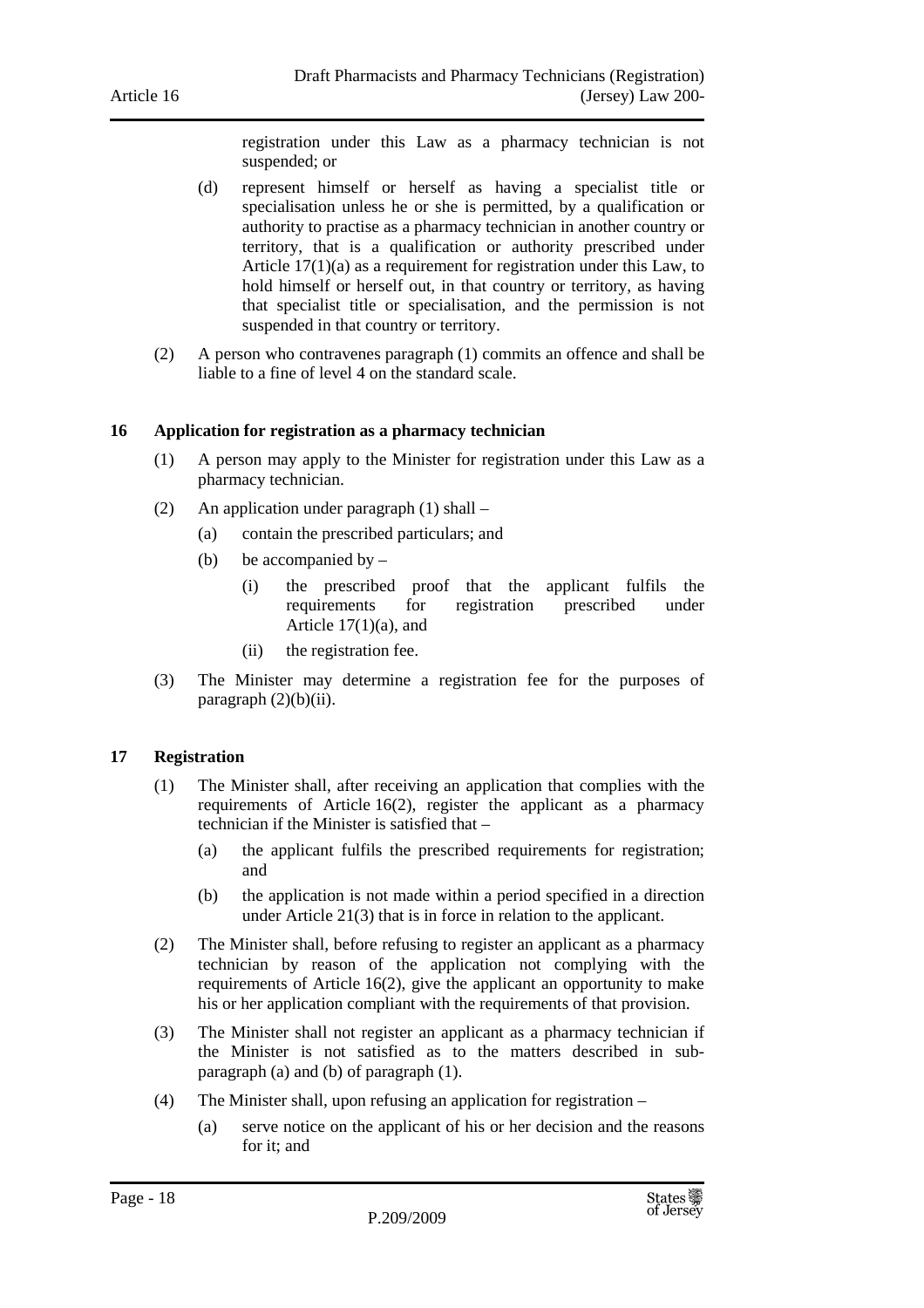registration under this Law as a pharmacy technician is not suspended; or

(d) represent himself or herself as having a specialist title or specialisation unless he or she is permitted, by a qualification or authority to practise as a pharmacy technician in another country or territory, that is a qualification or authority prescribed under Article 17(1)(a) as a requirement for registration under this Law, to hold himself or herself out, in that country or territory, as having that specialist title or specialisation, and the permission is not suspended in that country or territory.

(2) A person who contravenes paragraph (1) commits an offence and shall be liable to a fine of level 4 on the standard scale.

## 16 Application for registration as a pharmacy technician

(1) A person may apply to the Minister for registration under this Law as a pharmacy technician.

(2) An application under paragraph (1) shall –

(a) contain the prescribed particulars; and

(b) be accompanied by –

(i) the prescribed proof that the applicant fulfils the requirements for registration prescribed under Article 17(1)(a), and

(ii) the registration fee.

(3) The Minister may determine a registration fee for the purposes of paragraph (2)(b)(ii).

## 17 Registration

(1) The Minister shall, after receiving an application that complies with the requirements of Article 16(2), register the applicant as a pharmacy technician if the Minister is satisfied that –

(a) the applicant fulfils the prescribed requirements for registration; and

(b) the application is not made within a period specified in a direction under Article 21(3) that is in force in relation to the applicant.

(2) The Minister shall, before refusing to register an applicant as a pharmacy technician by reason of the application not complying with the requirements of Article 16(2), give the applicant an opportunity to make his or her application compliant with the requirements of that provision.

(3) The Minister shall not register an applicant as a pharmacy technician if the Minister is not satisfied as to the matters described in sub-paragraph (a) and (b) of paragraph (1).

(4) The Minister shall, upon refusing an application for registration –

(a) serve notice on the applicant of his or her decision and the reasons for it; and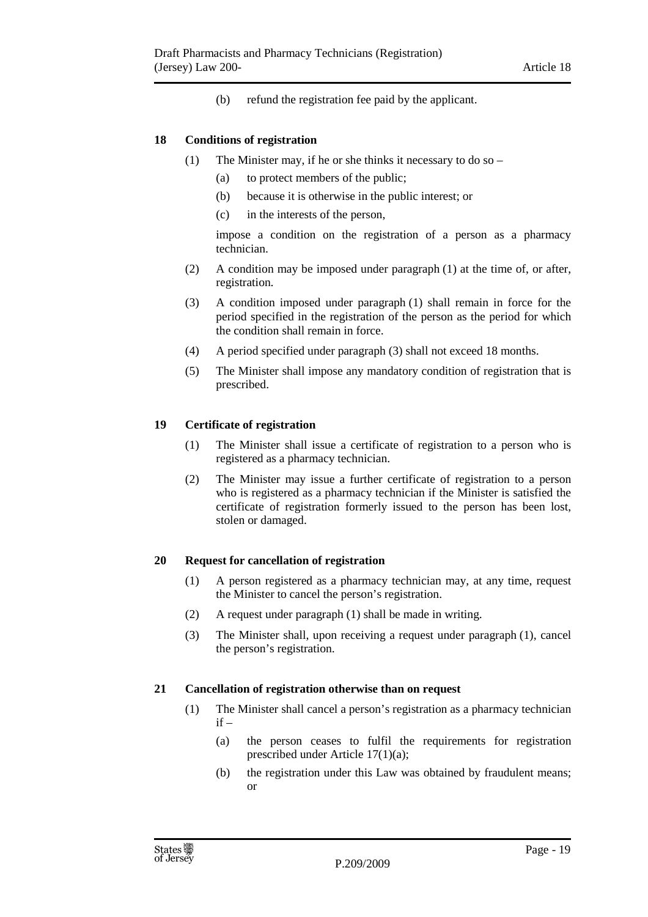(b) refund the registration fee paid by the applicant.

## 18 Conditions of registration

(1) The Minister may, if he or she thinks it necessary to do so –

(a) to protect members of the public;

(b) because it is otherwise in the public interest; or

(c) in the interests of the person,

impose a condition on the registration of a person as a pharmacy technician.

(2) A condition may be imposed under paragraph (1) at the time of, or after, registration.

(3) A condition imposed under paragraph (1) shall remain in force for the period specified in the registration of the person as the period for which the condition shall remain in force.

(4) A period specified under paragraph (3) shall not exceed 18 months.

(5) The Minister shall impose any mandatory condition of registration that is prescribed.

## 19 Certificate of registration

(1) The Minister shall issue a certificate of registration to a person who is registered as a pharmacy technician.

(2) The Minister may issue a further certificate of registration to a person who is registered as a pharmacy technician if the Minister is satisfied the certificate of registration formerly issued to the person has been lost, stolen or damaged.

## 20 Request for cancellation of registration

(1) A person registered as a pharmacy technician may, at any time, request the Minister to cancel the person's registration.

(2) A request under paragraph (1) shall be made in writing.

(3) The Minister shall, upon receiving a request under paragraph (1), cancel the person's registration.

## 21 Cancellation of registration otherwise than on request

(1) The Minister shall cancel a person's registration as a pharmacy technician if –

(a) the person ceases to fulfil the requirements for registration prescribed under Article 17(1)(a);

(b) the registration under this Law was obtained by fraudulent means; or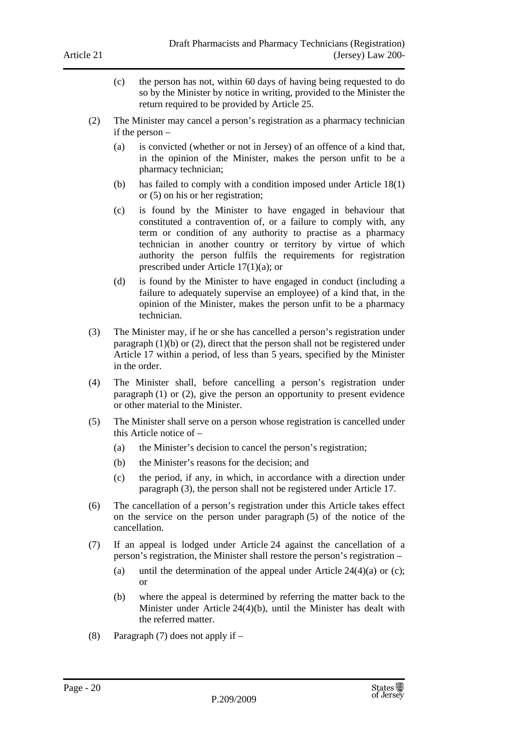(c) the person has not, within 60 days of having being requested to do so by the Minister by notice in writing, provided to the Minister the return required to be provided by Article 25.

(2) The Minister may cancel a person's registration as a pharmacy technician if the person –

(a) is convicted (whether or not in Jersey) of an offence of a kind that, in the opinion of the Minister, makes the person unfit to be a pharmacy technician;

(b) has failed to comply with a condition imposed under Article 18(1) or (5) on his or her registration;

(c) is found by the Minister to have engaged in behaviour that constituted a contravention of, or a failure to comply with, any term or condition of any authority to practise as a pharmacy technician in another country or territory by virtue of which authority the person fulfils the requirements for registration prescribed under Article 17(1)(a); or

(d) is found by the Minister to have engaged in conduct (including a failure to adequately supervise an employee) of a kind that, in the opinion of the Minister, makes the person unfit to be a pharmacy technician.

(3) The Minister may, if he or she has cancelled a person's registration under paragraph (1)(b) or (2), direct that the person shall not be registered under Article 17 within a period, of less than 5 years, specified by the Minister in the order.

(4) The Minister shall, before cancelling a person's registration under paragraph (1) or (2), give the person an opportunity to present evidence or other material to the Minister.

(5) The Minister shall serve on a person whose registration is cancelled under this Article notice of –

(a) the Minister's decision to cancel the person's registration;

(b) the Minister's reasons for the decision; and

(c) the period, if any, in which, in accordance with a direction under paragraph (3), the person shall not be registered under Article 17.

(6) The cancellation of a person's registration under this Article takes effect on the service on the person under paragraph (5) of the notice of the cancellation.

(7) If an appeal is lodged under Article 24 against the cancellation of a person's registration, the Minister shall restore the person's registration –

(a) until the determination of the appeal under Article 24(4)(a) or (c); or

(b) where the appeal is determined by referring the matter back to the Minister under Article 24(4)(b), until the Minister has dealt with the referred matter.

(8) Paragraph (7) does not apply if –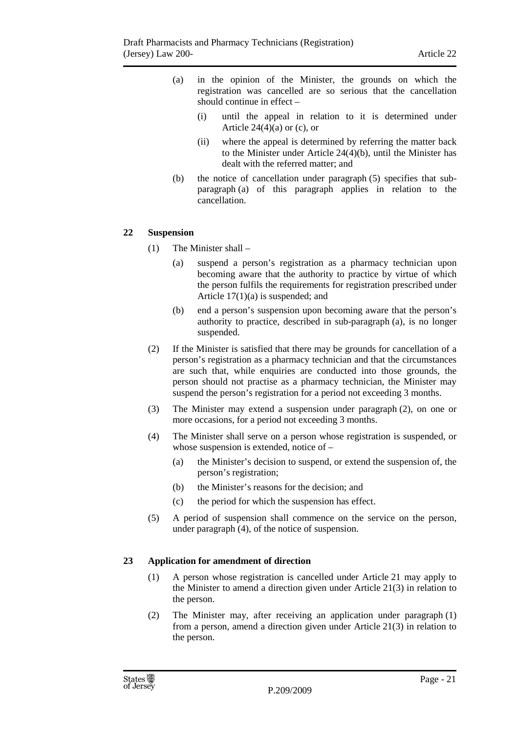(a) in the opinion of the Minister, the grounds on which the registration was cancelled are so serious that the cancellation should continue in effect –

  (i) until the appeal in relation to it is determined under Article 24(4)(a) or (c), or

  (ii) where the appeal is determined by referring the matter back to the Minister under Article 24(4)(b), until the Minister has dealt with the referred matter; and

(b) the notice of cancellation under paragraph (5) specifies that sub-paragraph (a) of this paragraph applies in relation to the cancellation.

### 22 Suspension

(1) The Minister shall –

  (a) suspend a person's registration as a pharmacy technician upon becoming aware that the authority to practice by virtue of which the person fulfils the requirements for registration prescribed under Article 17(1)(a) is suspended; and

  (b) end a person's suspension upon becoming aware that the person's authority to practice, described in sub-paragraph (a), is no longer suspended.

(2) If the Minister is satisfied that there may be grounds for cancellation of a person's registration as a pharmacy technician and that the circumstances are such that, while enquiries are conducted into those grounds, the person should not practise as a pharmacy technician, the Minister may suspend the person's registration for a period not exceeding 3 months.

(3) The Minister may extend a suspension under paragraph (2), on one or more occasions, for a period not exceeding 3 months.

(4) The Minister shall serve on a person whose registration is suspended, or whose suspension is extended, notice of –

  (a) the Minister's decision to suspend, or extend the suspension of, the person's registration;

  (b) the Minister's reasons for the decision; and

  (c) the period for which the suspension has effect.

(5) A period of suspension shall commence on the service on the person, under paragraph (4), of the notice of suspension.

### 23 Application for amendment of direction

(1) A person whose registration is cancelled under Article 21 may apply to the Minister to amend a direction given under Article 21(3) in relation to the person.

(2) The Minister may, after receiving an application under paragraph (1) from a person, amend a direction given under Article 21(3) in relation to the person.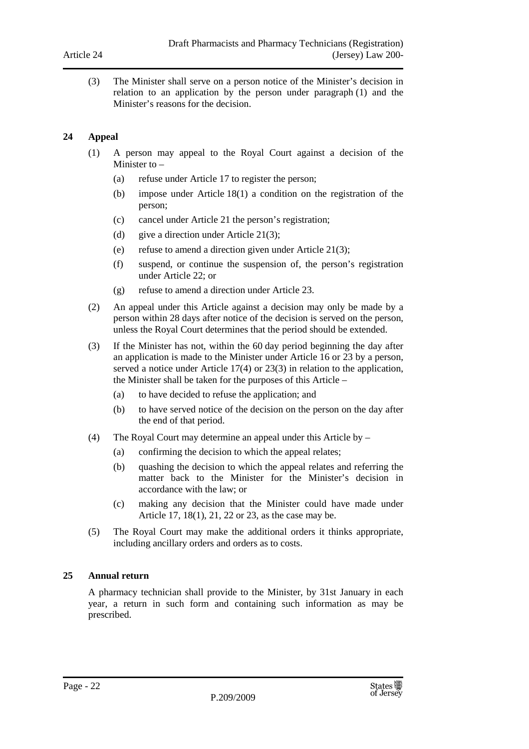(3) The Minister shall serve on a person notice of the Minister's decision in relation to an application by the person under paragraph (1) and the Minister's reasons for the decision.

### 24 Appeal

(1) A person may appeal to the Royal Court against a decision of the Minister to –

(a) refuse under Article 17 to register the person;

(b) impose under Article 18(1) a condition on the registration of the person;

(c) cancel under Article 21 the person's registration;

(d) give a direction under Article 21(3);

(e) refuse to amend a direction given under Article 21(3);

(f) suspend, or continue the suspension of, the person's registration under Article 22; or

(g) refuse to amend a direction under Article 23.

(2) An appeal under this Article against a decision may only be made by a person within 28 days after notice of the decision is served on the person, unless the Royal Court determines that the period should be extended.

(3) If the Minister has not, within the 60 day period beginning the day after an application is made to the Minister under Article 16 or 23 by a person, served a notice under Article 17(4) or 23(3) in relation to the application, the Minister shall be taken for the purposes of this Article –

(a) to have decided to refuse the application; and

(b) to have served notice of the decision on the person on the day after the end of that period.

(4) The Royal Court may determine an appeal under this Article by –

(a) confirming the decision to which the appeal relates;

(b) quashing the decision to which the appeal relates and referring the matter back to the Minister for the Minister's decision in accordance with the law; or

(c) making any decision that the Minister could have made under Article 17, 18(1), 21, 22 or 23, as the case may be.

(5) The Royal Court may make the additional orders it thinks appropriate, including ancillary orders and orders as to costs.

### 25 Annual return

A pharmacy technician shall provide to the Minister, by 31st January in each year, a return in such form and containing such information as may be prescribed.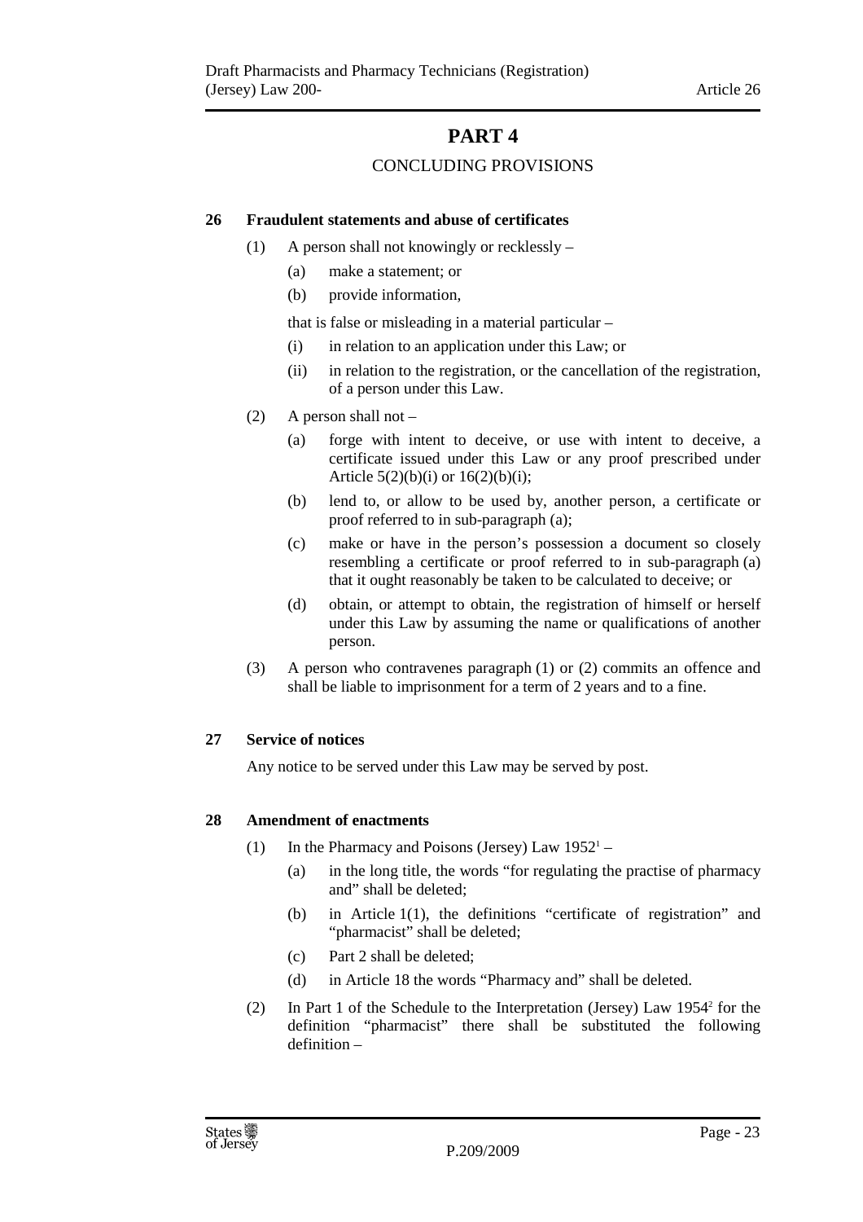# PART 4

## CONCLUDING PROVISIONS

### 26 Fraudulent statements and abuse of certificates

(1) A person shall not knowingly or recklessly –

(a) make a statement; or

(b) provide information,

that is false or misleading in a material particular –

(i) in relation to an application under this Law; or

(ii) in relation to the registration, or the cancellation of the registration, of a person under this Law.

(2) A person shall not –

(a) forge with intent to deceive, or use with intent to deceive, a certificate issued under this Law or any proof prescribed under Article 5(2)(b)(i) or 16(2)(b)(i);

(b) lend to, or allow to be used by, another person, a certificate or proof referred to in sub-paragraph (a);

(c) make or have in the person's possession a document so closely resembling a certificate or proof referred to in sub-paragraph (a) that it ought reasonably be taken to be calculated to deceive; or

(d) obtain, or attempt to obtain, the registration of himself or herself under this Law by assuming the name or qualifications of another person.

(3) A person who contravenes paragraph (1) or (2) commits an offence and shall be liable to imprisonment for a term of 2 years and to a fine.

### 27 Service of notices

Any notice to be served under this Law may be served by post.

### 28 Amendment of enactments

(1) In the Pharmacy and Poisons (Jersey) Law 1952[1] –

(a) in the long title, the words "for regulating the practise of pharmacy and" shall be deleted;

(b) in Article 1(1), the definitions "certificate of registration" and "pharmacist" shall be deleted;

(c) Part 2 shall be deleted;

(d) in Article 18 the words "Pharmacy and" shall be deleted.

(2) In Part 1 of the Schedule to the Interpretation (Jersey) Law 1954[2] for the definition "pharmacist" there shall be substituted the following definition –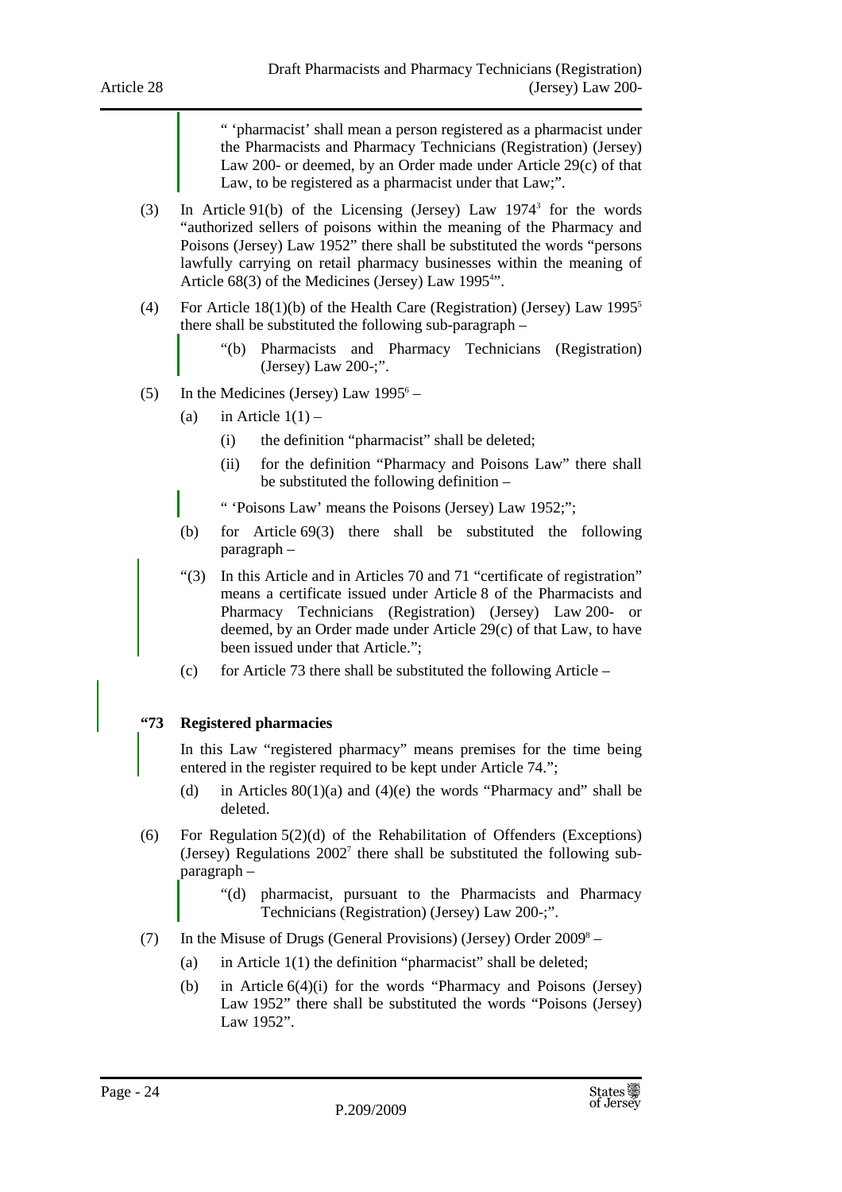" 'pharmacist' shall mean a person registered as a pharmacist under the Pharmacists and Pharmacy Technicians (Registration) (Jersey) Law 200- or deemed, by an Order made under Article 29(c) of that Law, to be registered as a pharmacist under that Law;".

(3) In Article 91(b) of the Licensing (Jersey) Law 1974[3] for the words "authorized sellers of poisons within the meaning of the Pharmacy and Poisons (Jersey) Law 1952" there shall be substituted the words "persons lawfully carrying on retail pharmacy businesses within the meaning of Article 68(3) of the Medicines (Jersey) Law 1995[4]".

(4) For Article 18(1)(b) of the Health Care (Registration) (Jersey) Law 1995[5] there shall be substituted the following sub-paragraph –

"(b) Pharmacists and Pharmacy Technicians (Registration) (Jersey) Law 200-;".

(5) In the Medicines (Jersey) Law 1995[6] –

(a) in Article 1(1) –

(i) the definition "pharmacist" shall be deleted;

(ii) for the definition "Pharmacy and Poisons Law" there shall be substituted the following definition –

" 'Poisons Law' means the Poisons (Jersey) Law 1952;";

(b) for Article 69(3) there shall be substituted the following paragraph –

"(3) In this Article and in Articles 70 and 71 "certificate of registration" means a certificate issued under Article 8 of the Pharmacists and Pharmacy Technicians (Registration) (Jersey) Law 200- or deemed, by an Order made under Article 29(c) of that Law, to have been issued under that Article.";

(c) for Article 73 there shall be substituted the following Article –

**"73 Registered pharmacies**

In this Law "registered pharmacy" means premises for the time being entered in the register required to be kept under Article 74.";

(d) in Articles 80(1)(a) and (4)(e) the words "Pharmacy and" shall be deleted.

(6) For Regulation 5(2)(d) of the Rehabilitation of Offenders (Exceptions) (Jersey) Regulations 2002[7] there shall be substituted the following sub-paragraph –

"(d) pharmacist, pursuant to the Pharmacists and Pharmacy Technicians (Registration) (Jersey) Law 200-;".

(7) In the Misuse of Drugs (General Provisions) (Jersey) Order 2009[8] –

(a) in Article 1(1) the definition "pharmacist" shall be deleted;

(b) in Article 6(4)(i) for the words "Pharmacy and Poisons (Jersey) Law 1952" there shall be substituted the words "Poisons (Jersey) Law 1952".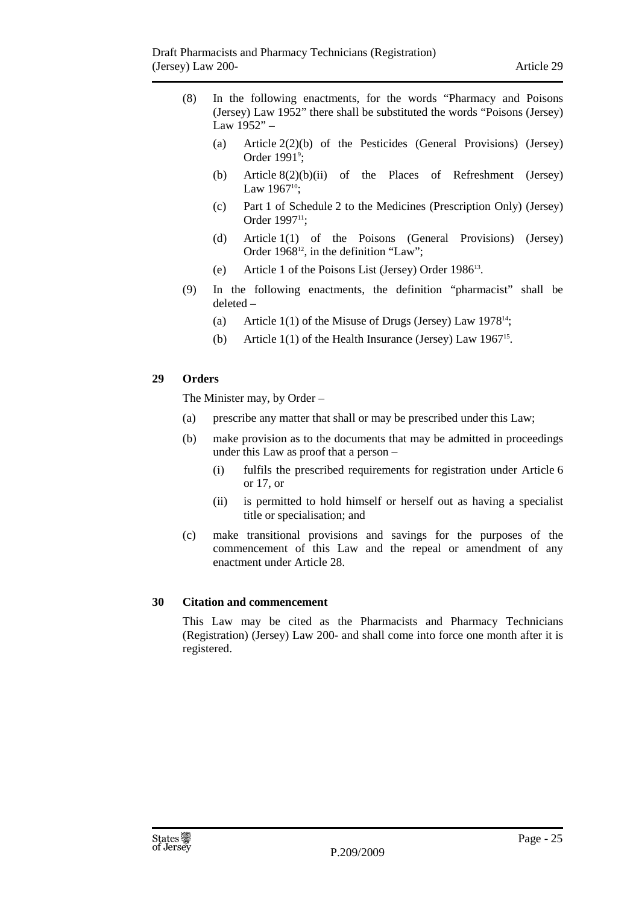(8) In the following enactments, for the words "Pharmacy and Poisons (Jersey) Law 1952" there shall be substituted the words "Poisons (Jersey) Law 1952" –

(a) Article 2(2)(b) of the Pesticides (General Provisions) (Jersey) Order 1991[9];

(b) Article 8(2)(b)(ii) of the Places of Refreshment (Jersey) Law 1967[10];

(c) Part 1 of Schedule 2 to the Medicines (Prescription Only) (Jersey) Order 1997[11];

(d) Article 1(1) of the Poisons (General Provisions) (Jersey) Order 1968[12], in the definition "Law";

(e) Article 1 of the Poisons List (Jersey) Order 1986[13].

(9) In the following enactments, the definition "pharmacist" shall be deleted –

(a) Article 1(1) of the Misuse of Drugs (Jersey) Law 1978[14];

(b) Article 1(1) of the Health Insurance (Jersey) Law 1967[15].

### 29 Orders

The Minister may, by Order –

(a) prescribe any matter that shall or may be prescribed under this Law;

(b) make provision as to the documents that may be admitted in proceedings under this Law as proof that a person –

(i) fulfils the prescribed requirements for registration under Article 6 or 17, or

(ii) is permitted to hold himself or herself out as having a specialist title or specialisation; and

(c) make transitional provisions and savings for the purposes of the commencement of this Law and the repeal or amendment of any enactment under Article 28.

### 30 Citation and commencement

This Law may be cited as the Pharmacists and Pharmacy Technicians (Registration) (Jersey) Law 200- and shall come into force one month after it is registered.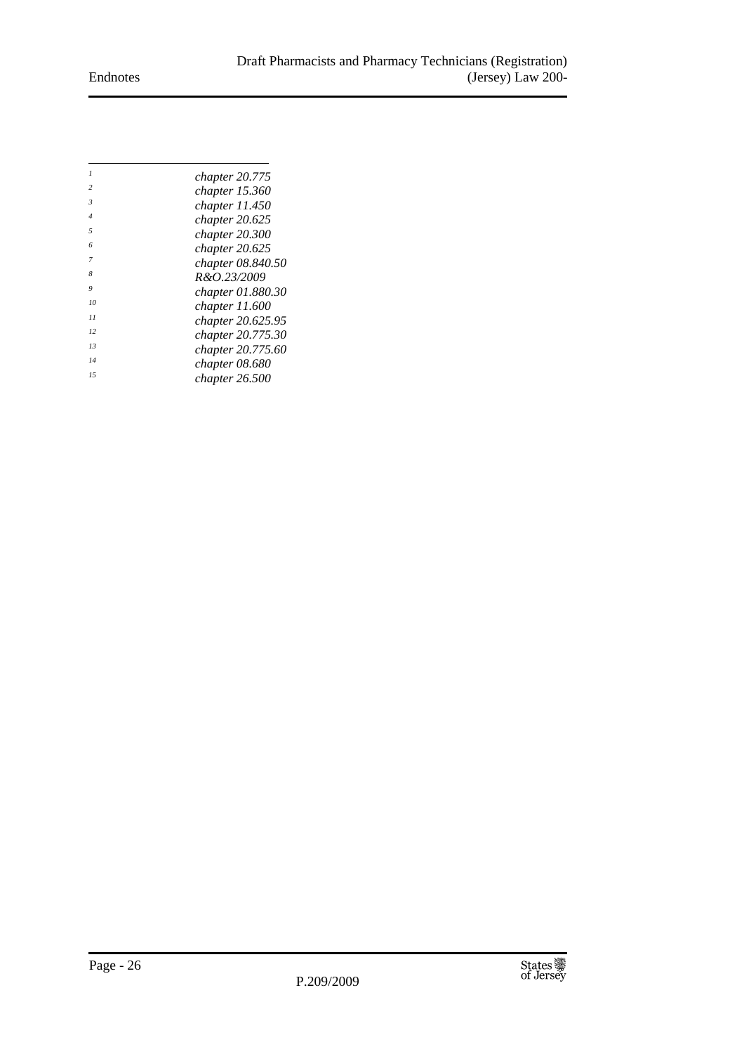[1] *chapter 20.775*
[2] *chapter 15.360*
[3] *chapter 11.450*
[4] *chapter 20.625*
[5] *chapter 20.300*
[6] *chapter 20.625*
[7] *chapter 08.840.50*
[8] *R&O.23/2009*
[9] *chapter 01.880.30*
[10] *chapter 11.600*
[11] *chapter 20.625.95*
[12] *chapter 20.775.30*
[13] *chapter 20.775.60*
[14] *chapter 08.680*
[15] *chapter 26.500*